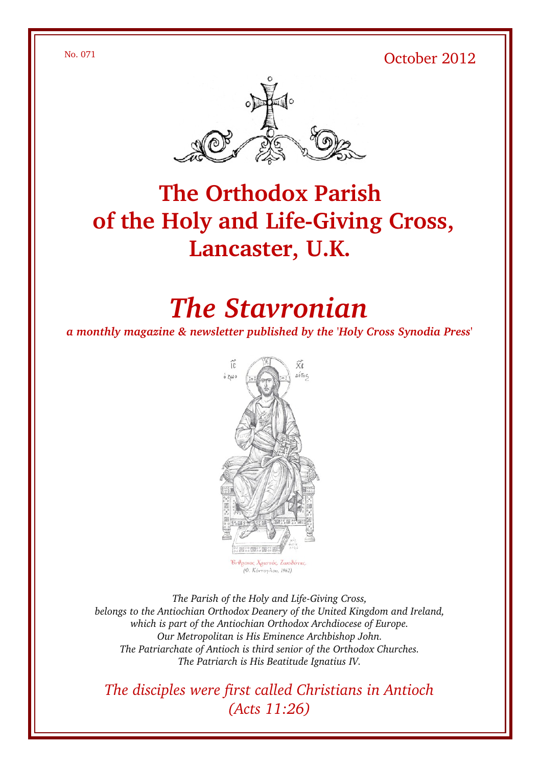No. 071

October 2012

# The Orthodox Parish of the Holy and Life-Giving Cross, Lancaster, U.K.

# *The Stavronian*

***a monthly magazine & newsletter published by the 'Holy Cross Synodia Press'***

*Ἐνθρονος Χριστός, Ζωοδότης.*
*(Φ. Κόντογλου, 1962)*

*The Parish of the Holy and Life-Giving Cross,*
*belongs to the Antiochian Orthodox Deanery of the United Kingdom and Ireland,*
*which is part of the Antiochian Orthodox Archdiocese of Europe.*
*Our Metropolitan is His Eminence Archbishop John.*
*The Patriarchate of Antioch is third senior of the Orthodox Churches.*
*The Patriarch is His Beatitude Ignatius IV.*

*The disciples were first called Christians in Antioch*
*(Acts 11:26)*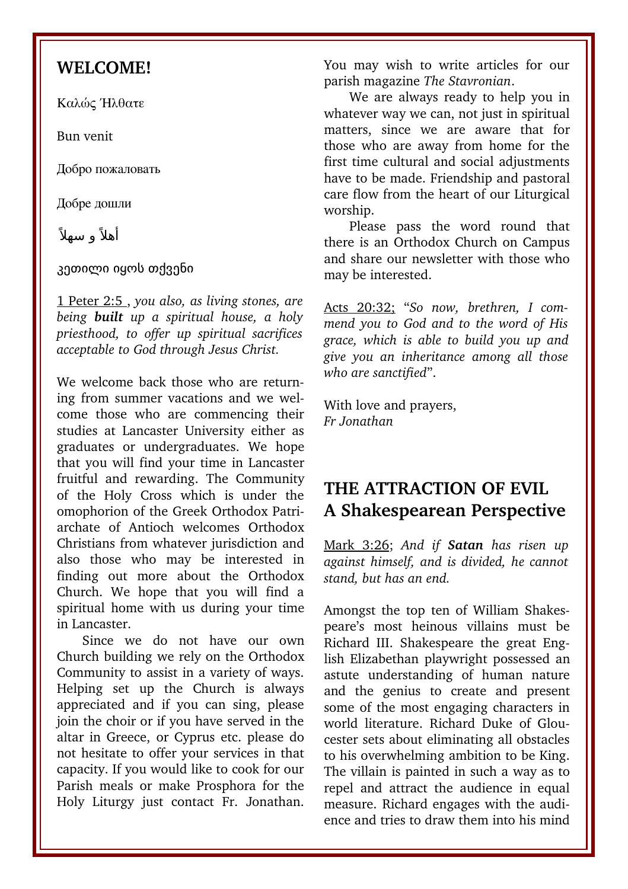## WELCOME!

Καλώς Ήλθατε

Bun venit

Добро пожаловать

Добре дошли

أهلاً و سهلاً

კეთილი იყოს თქვენი

1 Peter 2:5 , *you also, as living stones, are being* ***built*** *up a spiritual house, a holy priesthood, to offer up spiritual sacrifices acceptable to God through Jesus Christ.*

We welcome back those who are returning from summer vacations and we welcome those who are commencing their studies at Lancaster University either as graduates or undergraduates. We hope that you will find your time in Lancaster fruitful and rewarding. The Community of the Holy Cross which is under the omophorion of the Greek Orthodox Patriarchate of Antioch welcomes Orthodox Christians from whatever jurisdiction and also those who may be interested in finding out more about the Orthodox Church. We hope that you will find a spiritual home with us during your time in Lancaster.

Since we do not have our own Church building we rely on the Orthodox Community to assist in a variety of ways. Helping set up the Church is always appreciated and if you can sing, please join the choir or if you have served in the altar in Greece, or Cyprus etc. please do not hesitate to offer your services in that capacity. If you would like to cook for our Parish meals or make Prosphora for the Holy Liturgy just contact Fr. Jonathan. You may wish to write articles for our parish magazine *The Stavronian*.

We are always ready to help you in whatever way we can, not just in spiritual matters, since we are aware that for those who are away from home for the first time cultural and social adjustments have to be made. Friendship and pastoral care flow from the heart of our Liturgical worship.

Please pass the word round that there is an Orthodox Church on Campus and share our newsletter with those who may be interested.

Acts 20:32; "*So now, brethren, I commend you to God and to the word of His grace, which is able to build you up and give you an inheritance among all those who are sanctified*".

With love and prayers,
*Fr Jonathan*

## THE ATTRACTION OF EVIL
## A Shakespearean Perspective

Mark 3:26; *And if* ***Satan*** *has risen up against himself, and is divided, he cannot stand, but has an end.*

Amongst the top ten of William Shakespeare's most heinous villains must be Richard III. Shakespeare the great English Elizabethan playwright possessed an astute understanding of human nature and the genius to create and present some of the most engaging characters in world literature. Richard Duke of Gloucester sets about eliminating all obstacles to his overwhelming ambition to be King. The villain is painted in such a way as to repel and attract the audience in equal measure. Richard engages with the audience and tries to draw them into his mind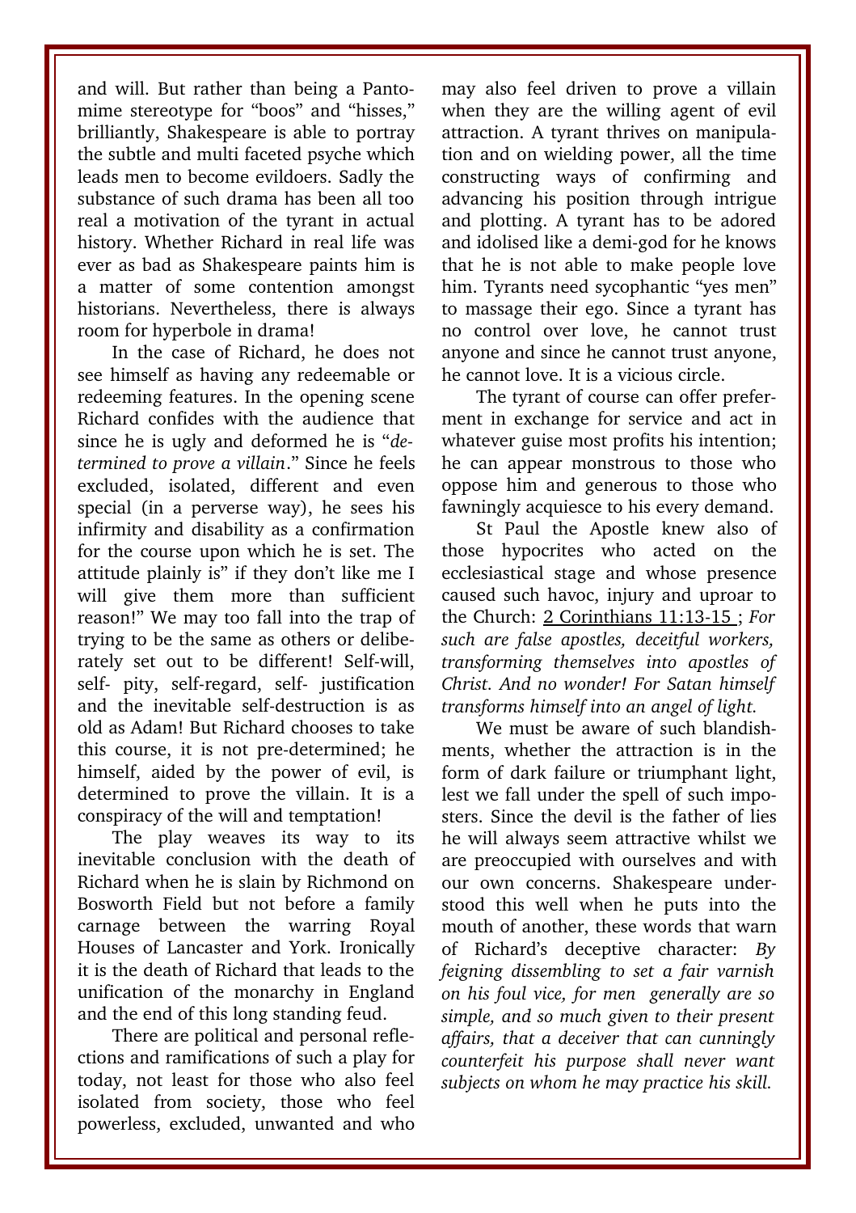and will. But rather than being a Pantomime stereotype for "boos" and "hisses," brilliantly, Shakespeare is able to portray the subtle and multi faceted psyche which leads men to become evildoers. Sadly the substance of such drama has been all too real a motivation of the tyrant in actual history. Whether Richard in real life was ever as bad as Shakespeare paints him is a matter of some contention amongst historians. Nevertheless, there is always room for hyperbole in drama!

In the case of Richard, he does not see himself as having any redeemable or redeeming features. In the opening scene Richard confides with the audience that since he is ugly and deformed he is "*determined to prove a villain*." Since he feels excluded, isolated, different and even special (in a perverse way), he sees his infirmity and disability as a confirmation for the course upon which he is set. The attitude plainly is" if they don't like me I will give them more than sufficient reason!" We may too fall into the trap of trying to be the same as others or deliberately set out to be different! Self-will, self- pity, self-regard, self- justification and the inevitable self-destruction is as old as Adam! But Richard chooses to take this course, it is not pre-determined; he himself, aided by the power of evil, is determined to prove the villain. It is a conspiracy of the will and temptation!

The play weaves its way to its inevitable conclusion with the death of Richard when he is slain by Richmond on Bosworth Field but not before a family carnage between the warring Royal Houses of Lancaster and York. Ironically it is the death of Richard that leads to the unification of the monarchy in England and the end of this long standing feud.

There are political and personal reflections and ramifications of such a play for today, not least for those who also feel isolated from society, those who feel powerless, excluded, unwanted and who may also feel driven to prove a villain when they are the willing agent of evil attraction. A tyrant thrives on manipulation and on wielding power, all the time constructing ways of confirming and advancing his position through intrigue and plotting. A tyrant has to be adored and idolised like a demi-god for he knows that he is not able to make people love him. Tyrants need sycophantic "yes men" to massage their ego. Since a tyrant has no control over love, he cannot trust anyone and since he cannot trust anyone, he cannot love. It is a vicious circle.

The tyrant of course can offer preferment in exchange for service and act in whatever guise most profits his intention; he can appear monstrous to those who oppose him and generous to those who fawningly acquiesce to his every demand.

St Paul the Apostle knew also of those hypocrites who acted on the ecclesiastical stage and whose presence caused such havoc, injury and uproar to the Church: 2 Corinthians 11:13-15 ; *For such are false apostles, deceitful workers, transforming themselves into apostles of Christ. And no wonder! For Satan himself transforms himself into an angel of light.*

We must be aware of such blandishments, whether the attraction is in the form of dark failure or triumphant light, lest we fall under the spell of such imposters. Since the devil is the father of lies he will always seem attractive whilst we are preoccupied with ourselves and with our own concerns. Shakespeare understood this well when he puts into the mouth of another, these words that warn of Richard's deceptive character: *By feigning dissembling to set a fair varnish on his foul vice, for men generally are so simple, and so much given to their present affairs, that a deceiver that can cunningly counterfeit his purpose shall never want subjects on whom he may practice his skill.*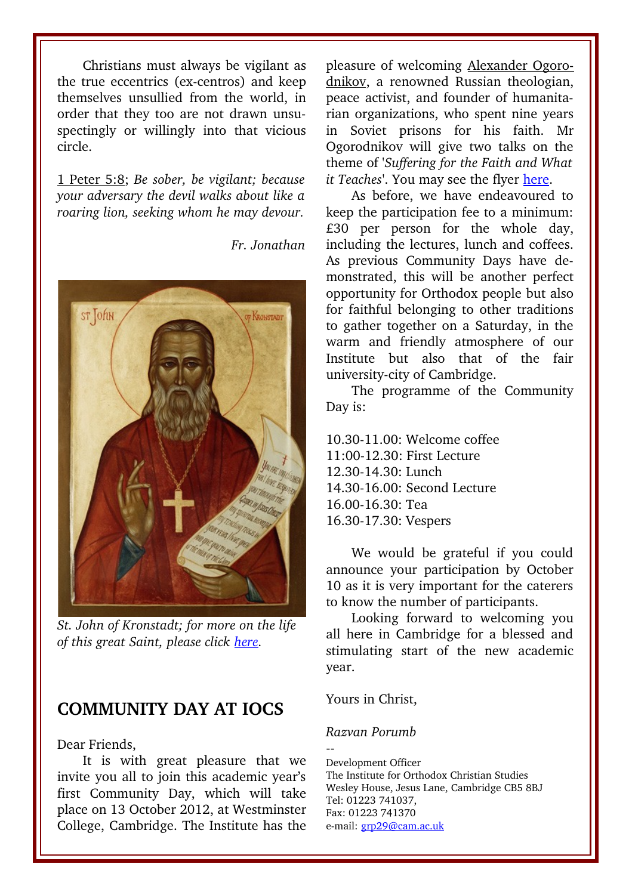Christians must always be vigilant as the true eccentrics (ex-centros) and keep themselves unsullied from the world, in order that they too are not drawn unsuspectingly or willingly into that vicious circle.

1 Peter 5:8; *Be sober, be vigilant; because your adversary the devil walks about like a roaring lion, seeking whom he may devour.*

*Fr. Jonathan*

*St. John of Kronstadt; for more on the life of this great Saint, please click here.*

## COMMUNITY DAY AT IOCS

Dear Friends,

It is with great pleasure that we invite you all to join this academic year's first Community Day, which will take place on 13 October 2012, at Westminster College, Cambridge. The Institute has the pleasure of welcoming Alexander Ogorodnikov, a renowned Russian theologian, peace activist, and founder of humanitarian organizations, who spent nine years in Soviet prisons for his faith. Mr Ogorodnikov will give two talks on the theme of '*Suffering for the Faith and What it Teaches*'. You may see the flyer here.

As before, we have endeavoured to keep the participation fee to a minimum: £30 per person for the whole day, including the lectures, lunch and coffees. As previous Community Days have demonstrated, this will be another perfect opportunity for Orthodox people but also for faithful belonging to other traditions to gather together on a Saturday, in the warm and friendly atmosphere of our Institute but also that of the fair university-city of Cambridge.

The programme of the Community Day is:

10.30-11.00: Welcome coffee
11:00-12.30: First Lecture
12.30-14.30: Lunch
14.30-16.00: Second Lecture
16.00-16.30: Tea
16.30-17.30: Vespers

We would be grateful if you could announce your participation by October 10 as it is very important for the caterers to know the number of participants.

Looking forward to welcoming you all here in Cambridge for a blessed and stimulating start of the new academic year.

Yours in Christ,

*Razvan Porumb*

--
Development Officer
The Institute for Orthodox Christian Studies
Wesley House, Jesus Lane, Cambridge CB5 8BJ
Tel: 01223 741037,
Fax: 01223 741370
e-mail: grp29@cam.ac.uk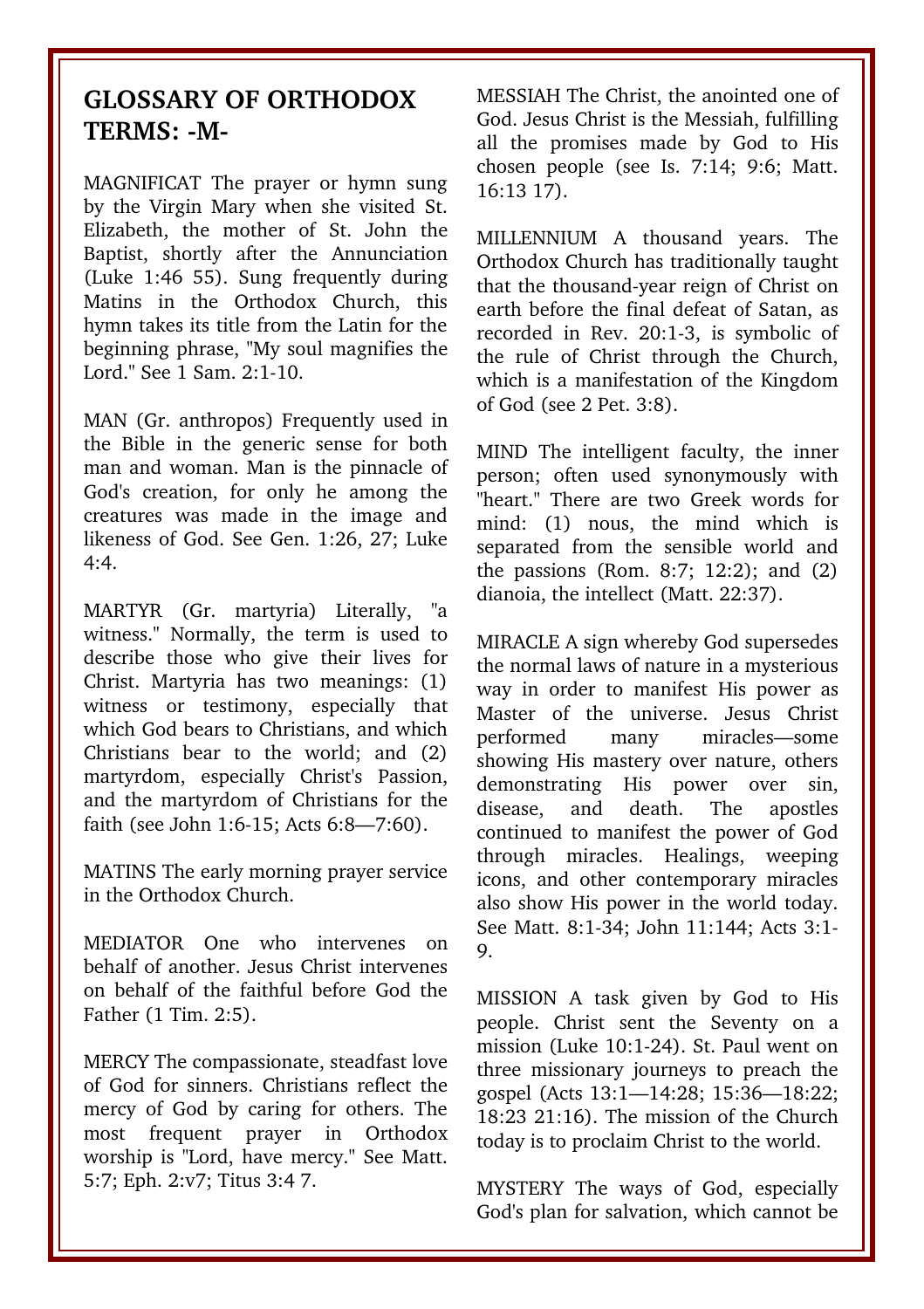## GLOSSARY OF ORTHODOX TERMS: -M-

MAGNIFICAT The prayer or hymn sung by the Virgin Mary when she visited St. Elizabeth, the mother of St. John the Baptist, shortly after the Annunciation (Luke 1:46 55). Sung frequently during Matins in the Orthodox Church, this hymn takes its title from the Latin for the beginning phrase, "My soul magnifies the Lord." See 1 Sam. 2:1-10.

MAN (Gr. anthropos) Frequently used in the Bible in the generic sense for both man and woman. Man is the pinnacle of God's creation, for only he among the creatures was made in the image and likeness of God. See Gen. 1:26, 27; Luke 4:4.

MARTYR (Gr. martyria) Literally, "a witness." Normally, the term is used to describe those who give their lives for Christ. Martyria has two meanings: (1) witness or testimony, especially that which God bears to Christians, and which Christians bear to the world; and (2) martyrdom, especially Christ's Passion, and the martyrdom of Christians for the faith (see John 1:6-15; Acts 6:8—7:60).

MATINS The early morning prayer service in the Orthodox Church.

MEDIATOR One who intervenes on behalf of another. Jesus Christ intervenes on behalf of the faithful before God the Father (1 Tim. 2:5).

MERCY The compassionate, steadfast love of God for sinners. Christians reflect the mercy of God by caring for others. The most frequent prayer in Orthodox worship is "Lord, have mercy." See Matt. 5:7; Eph. 2:v7; Titus 3:4 7.

MESSIAH The Christ, the anointed one of God. Jesus Christ is the Messiah, fulfilling all the promises made by God to His chosen people (see Is. 7:14; 9:6; Matt. 16:13 17).

MILLENNIUM A thousand years. The Orthodox Church has traditionally taught that the thousand-year reign of Christ on earth before the final defeat of Satan, as recorded in Rev. 20:1-3, is symbolic of the rule of Christ through the Church, which is a manifestation of the Kingdom of God (see 2 Pet. 3:8).

MIND The intelligent faculty, the inner person; often used synonymously with "heart." There are two Greek words for mind: (1) nous, the mind which is separated from the sensible world and the passions (Rom. 8:7; 12:2); and (2) dianoia, the intellect (Matt. 22:37).

MIRACLE A sign whereby God supersedes the normal laws of nature in a mysterious way in order to manifest His power as Master of the universe. Jesus Christ performed many miracles—some showing His mastery over nature, others demonstrating His power over sin, disease, and death. The apostles continued to manifest the power of God through miracles. Healings, weeping icons, and other contemporary miracles also show His power in the world today. See Matt. 8:1-34; John 11:144; Acts 3:1-9.

MISSION A task given by God to His people. Christ sent the Seventy on a mission (Luke 10:1-24). St. Paul went on three missionary journeys to preach the gospel (Acts 13:1—14:28; 15:36—18:22; 18:23 21:16). The mission of the Church today is to proclaim Christ to the world.

MYSTERY The ways of God, especially God's plan for salvation, which cannot be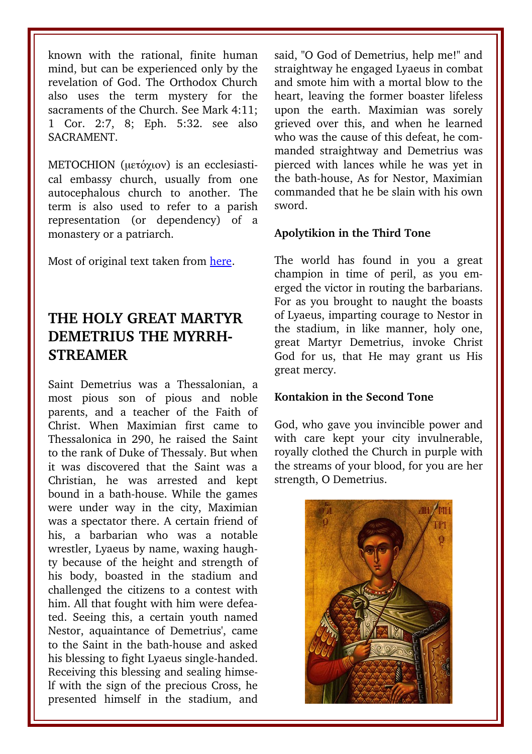known with the rational, finite human mind, but can be experienced only by the revelation of God. The Orthodox Church also uses the term mystery for the sacraments of the Church. See Mark 4:11; 1 Cor. 2:7, 8; Eph. 5:32. see also SACRAMENT.

METOCHION (μετόχιον) is an ecclesiastical embassy church, usually from one autocephalous church to another. The term is also used to refer to a parish representation (or dependency) of a monastery or a patriarch.

Most of original text taken from here.

## THE HOLY GREAT MARTYR DEMETRIUS THE MYRRH-STREAMER

Saint Demetrius was a Thessalonian, a most pious son of pious and noble parents, and a teacher of the Faith of Christ. When Maximian first came to Thessalonica in 290, he raised the Saint to the rank of Duke of Thessaly. But when it was discovered that the Saint was a Christian, he was arrested and kept bound in a bath-house. While the games were under way in the city, Maximian was a spectator there. A certain friend of his, a barbarian who was a notable wrestler, Lyaeus by name, waxing haughty because of the height and strength of his body, boasted in the stadium and challenged the citizens to a contest with him. All that fought with him were defeated. Seeing this, a certain youth named Nestor, aquaintance of Demetrius', came to the Saint in the bath-house and asked his blessing to fight Lyaeus single-handed. Receiving this blessing and sealing himself with the sign of the precious Cross, he presented himself in the stadium, and said, "O God of Demetrius, help me!" and straightway he engaged Lyaeus in combat and smote him with a mortal blow to the heart, leaving the former boaster lifeless upon the earth. Maximian was sorely grieved over this, and when he learned who was the cause of this defeat, he commanded straightway and Demetrius was pierced with lances while he was yet in the bath-house, As for Nestor, Maximian commanded that he be slain with his own sword.

**Apolytikion in the Third Tone**

The world has found in you a great champion in time of peril, as you emerged the victor in routing the barbarians. For as you brought to naught the boasts of Lyaeus, imparting courage to Nestor in the stadium, in like manner, holy one, great Martyr Demetrius, invoke Christ God for us, that He may grant us His great mercy.

**Kontakion in the Second Tone**

God, who gave you invincible power and with care kept your city invulnerable, royally clothed the Church in purple with the streams of your blood, for you are her strength, O Demetrius.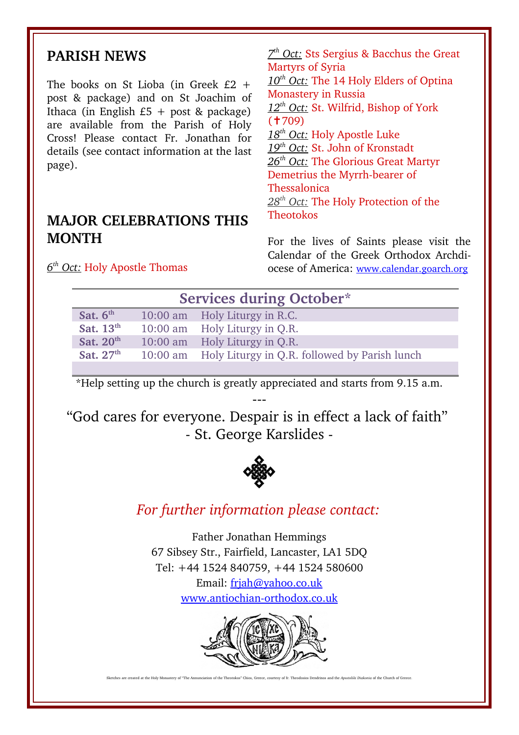## PARISH NEWS

The books on St Lioba (in Greek £2 + post & package) and on St Joachim of Ithaca (in English £5 + post & package) are available from the Parish of Holy Cross! Please contact Fr. Jonathan for details (see contact information at the last page).

## MAJOR CELEBRATIONS THIS MONTH

*6th Oct:* Holy Apostle Thomas
*7th Oct:* Sts Sergius & Bacchus the Great Martyrs of Syria
*10th Oct:* The 14 Holy Elders of Optina Monastery in Russia
*12th Oct:* St. Wilfrid, Bishop of York (✝709)
*18th Oct:* Holy Apostle Luke
*19th Oct:* St. John of Kronstadt
*26th Oct:* The Glorious Great Martyr Demetrius the Myrrh-bearer of Thessalonica
*28th Oct:* The Holy Protection of the Theotokos

For the lives of Saints please visit the Calendar of the Greek Orthodox Archdiocese of America: www.calendar.goarch.org

## Services during October*

| | | |
|---|---|---|
| **Sat. 6th** | 10:00 am | Holy Liturgy in R.C. |
| **Sat. 13th** | 10:00 am | Holy Liturgy in Q.R. |
| **Sat. 20th** | 10:00 am | Holy Liturgy in Q.R. |
| **Sat. 27th** | 10:00 am | Holy Liturgy in Q.R. followed by Parish lunch |

*Help setting up the church is greatly appreciated and starts from 9.15 a.m.

---

"God cares for everyone. Despair is in effect a lack of faith"
- St. George Karslides -

*For further information please contact:*

Father Jonathan Hemmings
67 Sibsey Str., Fairfield, Lancaster, LA1 5DQ
Tel: +44 1524 840759, +44 1524 580600
Email: frjah@yahoo.co.uk
www.antiochian-orthodox.co.uk

Sketches are created at the Holy Monastery of "The Annunciation of the Theotokos" Chios, Greece, courtesy of fr. Theodosios Dendrinos and the *Apostoliki Diakonia* of the Church of Greece.